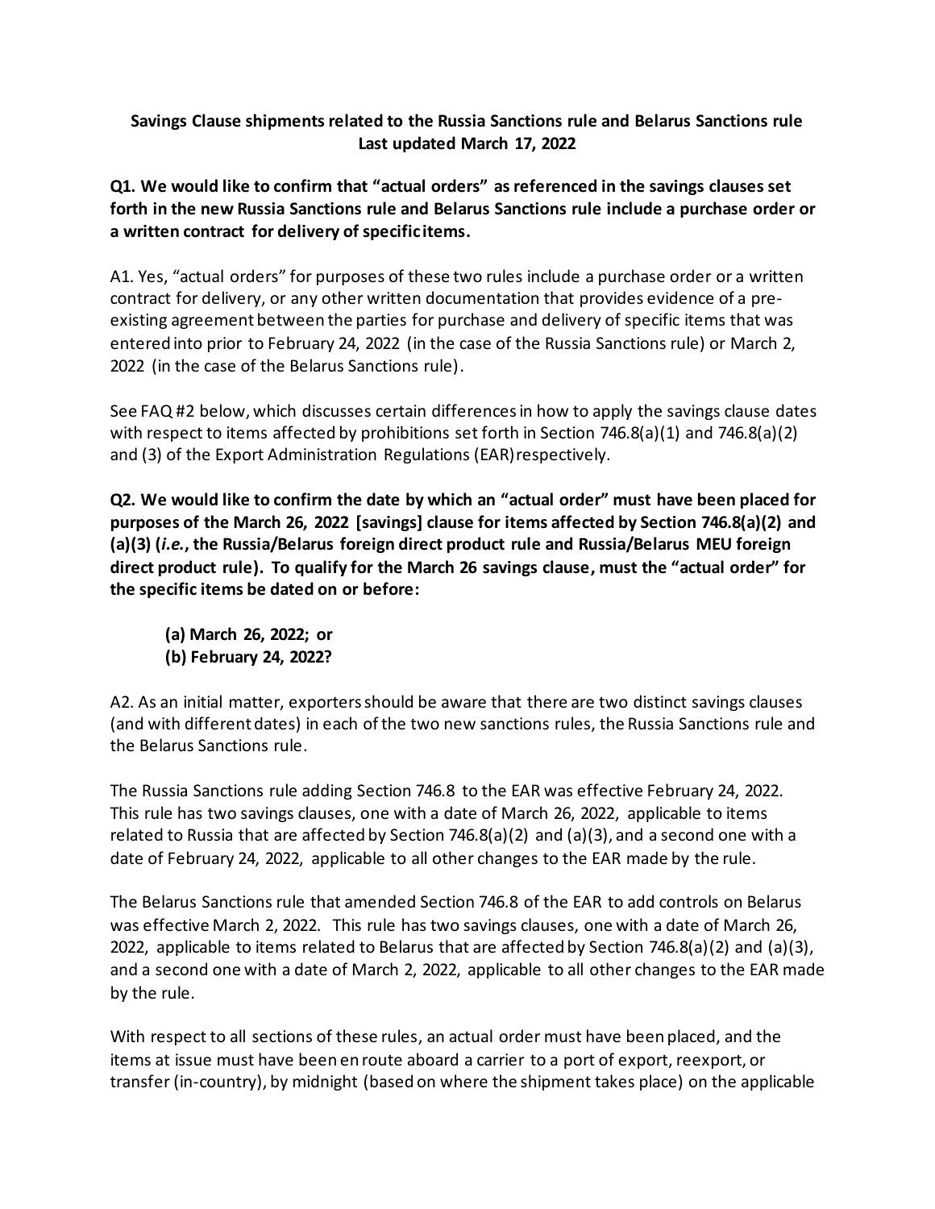**Savings Clause shipments related to the Russia Sanctions rule and Belarus Sanctions rule**
**Last updated March 17, 2022**

**Q1. We would like to confirm that "actual orders" as referenced in the savings clauses set forth in the new Russia Sanctions rule and Belarus Sanctions rule include a purchase order or a written contract for delivery of specific items.**

A1. Yes, "actual orders" for purposes of these two rules include a purchase order or a written contract for delivery, or any other written documentation that provides evidence of a pre-existing agreement between the parties for purchase and delivery of specific items that was entered into prior to February 24, 2022 (in the case of the Russia Sanctions rule) or March 2, 2022 (in the case of the Belarus Sanctions rule).

See FAQ #2 below, which discusses certain differences in how to apply the savings clause dates with respect to items affected by prohibitions set forth in Section 746.8(a)(1) and 746.8(a)(2) and (3) of the Export Administration Regulations (EAR) respectively.

**Q2. We would like to confirm the date by which an "actual order" must have been placed for purposes of the March 26, 2022 [savings] clause for items affected by Section 746.8(a)(2) and (a)(3) (*i.e.*, the Russia/Belarus foreign direct product rule and Russia/Belarus MEU foreign direct product rule). To qualify for the March 26 savings clause, must the "actual order" for the specific items be dated on or before:**

> **(a) March 26, 2022; or**
> **(b) February 24, 2022?**

A2. As an initial matter, exporters should be aware that there are two distinct savings clauses (and with different dates) in each of the two new sanctions rules, the Russia Sanctions rule and the Belarus Sanctions rule.

The Russia Sanctions rule adding Section 746.8 to the EAR was effective February 24, 2022. This rule has two savings clauses, one with a date of March 26, 2022, applicable to items related to Russia that are affected by Section 746.8(a)(2) and (a)(3), and a second one with a date of February 24, 2022, applicable to all other changes to the EAR made by the rule.

The Belarus Sanctions rule that amended Section 746.8 of the EAR to add controls on Belarus was effective March 2, 2022. This rule has two savings clauses, one with a date of March 26, 2022, applicable to items related to Belarus that are affected by Section 746.8(a)(2) and (a)(3), and a second one with a date of March 2, 2022, applicable to all other changes to the EAR made by the rule.

With respect to all sections of these rules, an actual order must have been placed, and the items at issue must have been en route aboard a carrier to a port of export, reexport, or transfer (in-country), by midnight (based on where the shipment takes place) on the applicable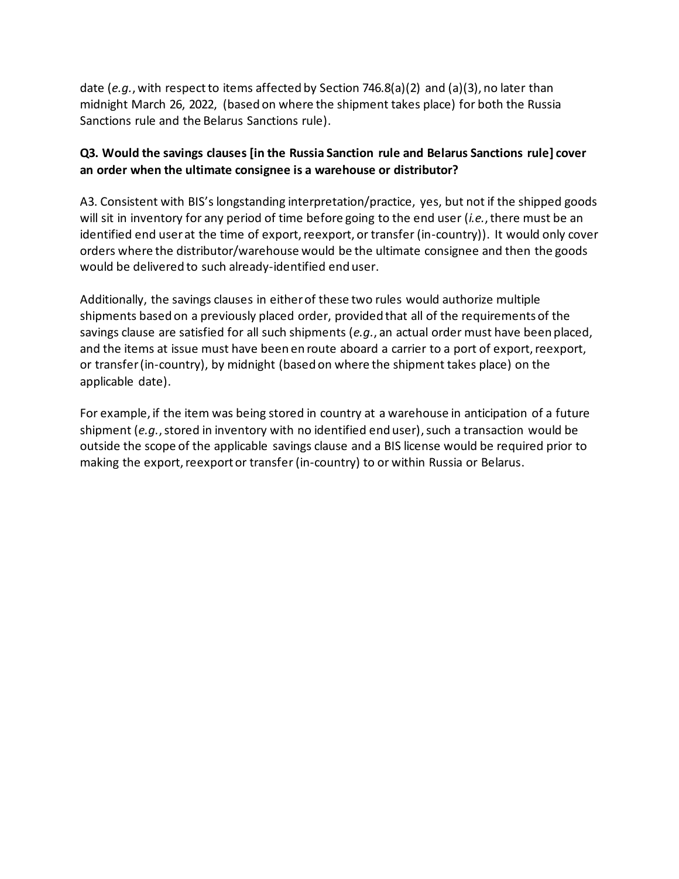date (*e.g.*, with respect to items affected by Section 746.8(a)(2) and (a)(3), no later than midnight March 26, 2022, (based on where the shipment takes place) for both the Russia Sanctions rule and the Belarus Sanctions rule).

**Q3. Would the savings clauses [in the Russia Sanction rule and Belarus Sanctions rule] cover an order when the ultimate consignee is a warehouse or distributor?**

A3. Consistent with BIS's longstanding interpretation/practice, yes, but not if the shipped goods will sit in inventory for any period of time before going to the end user (*i.e.*, there must be an identified end user at the time of export, reexport, or transfer (in-country)). It would only cover orders where the distributor/warehouse would be the ultimate consignee and then the goods would be delivered to such already-identified end user.

Additionally, the savings clauses in either of these two rules would authorize multiple shipments based on a previously placed order, provided that all of the requirements of the savings clause are satisfied for all such shipments (*e.g.*, an actual order must have been placed, and the items at issue must have been en route aboard a carrier to a port of export, reexport, or transfer (in-country), by midnight (based on where the shipment takes place) on the applicable date).

For example, if the item was being stored in country at a warehouse in anticipation of a future shipment (*e.g.*, stored in inventory with no identified end user), such a transaction would be outside the scope of the applicable savings clause and a BIS license would be required prior to making the export, reexport or transfer (in-country) to or within Russia or Belarus.